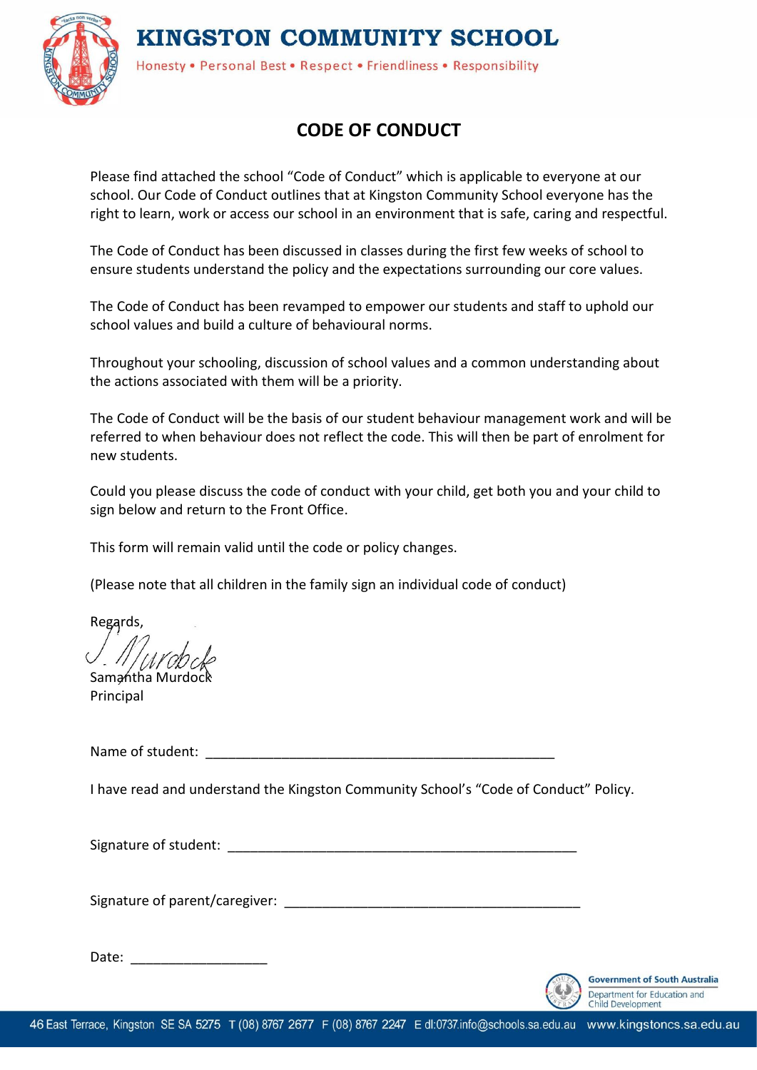# KINGSTON COMMUNITY SCHOOL

Honesty • Personal Best • Respect • Friendliness • Responsibility

## CODE OF CONDUCT

Please find attached the school "Code of Conduct" which is applicable to everyone at our school. Our Code of Conduct outlines that at Kingston Community School everyone has the right to learn, work or access our school in an environment that is safe, caring and respectful.

The Code of Conduct has been discussed in classes during the first few weeks of school to ensure students understand the policy and the expectations surrounding our core values.

The Code of Conduct has been revamped to empower our students and staff to uphold our school values and build a culture of behavioural norms.

Throughout your schooling, discussion of school values and a common understanding about the actions associated with them will be a priority.

The Code of Conduct will be the basis of our student behaviour management work and will be referred to when behaviour does not reflect the code. This will then be part of enrolment for new students.

Could you please discuss the code of conduct with your child, get both you and your child to sign below and return to the Front Office.

This form will remain valid until the code or policy changes.

(Please note that all children in the family sign an individual code of conduct)

Regards,

Samantha Murdock
Principal

Name of student: ________________________________________________

I have read and understand the Kingston Community School's "Code of Conduct" Policy.

Signature of student: ________________________________________________

Signature of parent/caregiver: ________________________________________

Date: __________________

Government of South Australia
Department for Education and Child Development

46 East Terrace, Kingston SE SA 5275 T (08) 8767 2677 F (08) 8767 2247 E dl:0737.info@schools.sa.edu.au www.kingstoncs.sa.edu.au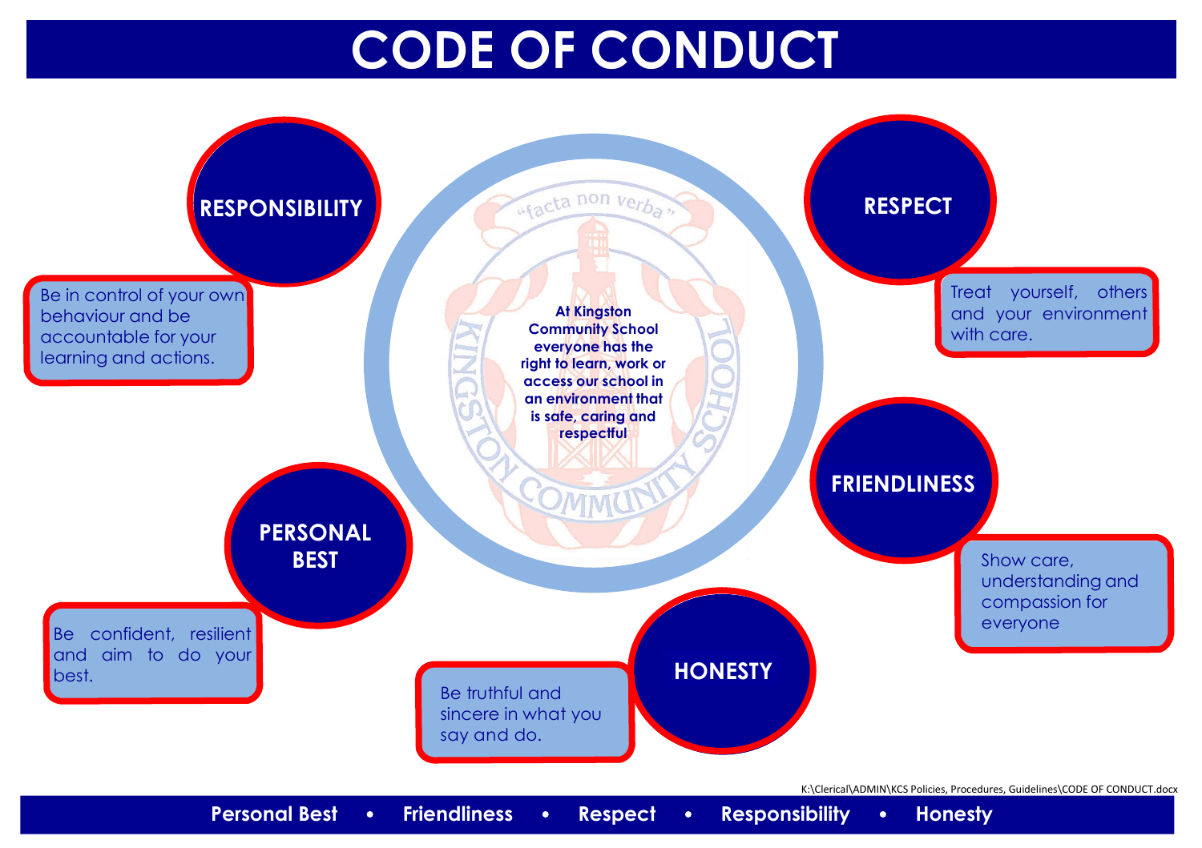# CODE OF CONDUCT

At Kingston Community School everyone has the right to learn, work or access our school in an environment that is safe, caring and respectful

"facta non verba"

## RESPONSIBILITY

Be in control of your own behaviour and be accountable for your learning and actions.

## RESPECT

Treat yourself, others and your environment with care.

## PERSONAL BEST

Be confident, resilient and aim to do your best.

## FRIENDLINESS

Show care, understanding and compassion for everyone

## HONESTY

Be truthful and sincere in what you say and do.

K:\Clerical\ADMIN\KCS Policies, Procedures, Guidelines\CODE OF CONDUCT.docx

**Personal Best • Friendliness • Respect • Responsibility • Honesty**